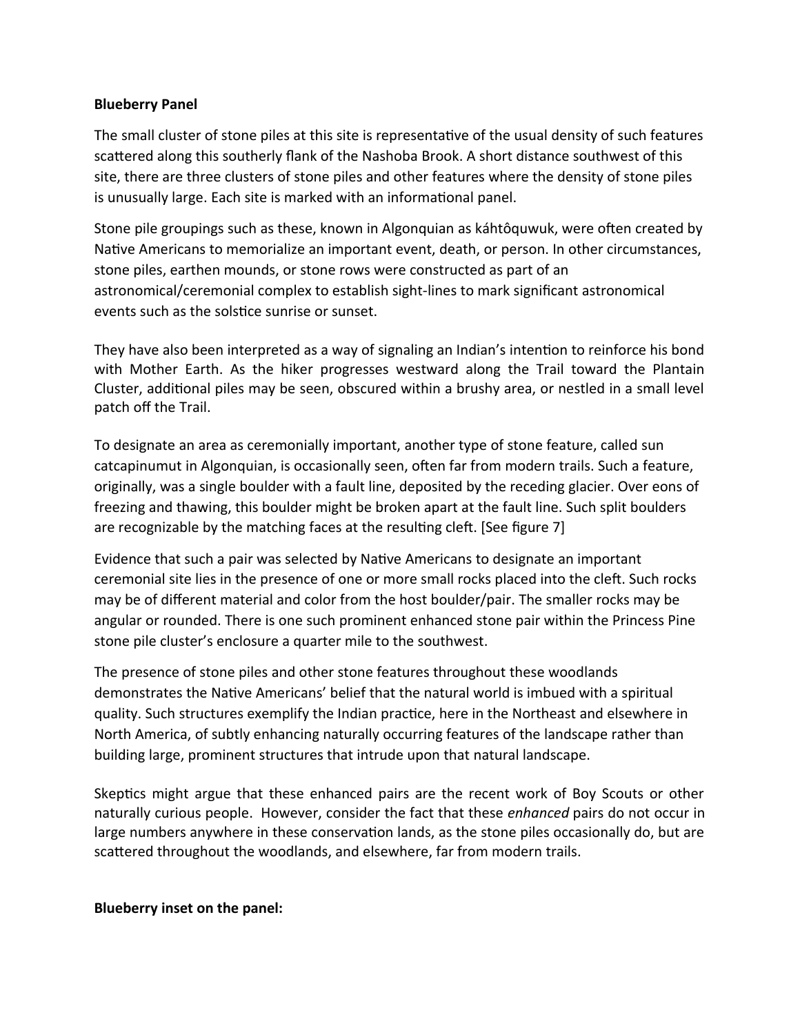**Blueberry Panel**

The small cluster of stone piles at this site is representative of the usual density of such features scattered along this southerly flank of the Nashoba Brook. A short distance southwest of this site, there are three clusters of stone piles and other features where the density of stone piles is unusually large. Each site is marked with an informational panel.

Stone pile groupings such as these, known in Algonquian as káhtôquwuk, were often created by Native Americans to memorialize an important event, death, or person. In other circumstances, stone piles, earthen mounds, or stone rows were constructed as part of an astronomical/ceremonial complex to establish sight-lines to mark significant astronomical events such as the solstice sunrise or sunset.

They have also been interpreted as a way of signaling an Indian's intention to reinforce his bond with Mother Earth. As the hiker progresses westward along the Trail toward the Plantain Cluster, additional piles may be seen, obscured within a brushy area, or nestled in a small level patch off the Trail.

To designate an area as ceremonially important, another type of stone feature, called sun catcapinumut in Algonquian, is occasionally seen, often far from modern trails. Such a feature, originally, was a single boulder with a fault line, deposited by the receding glacier. Over eons of freezing and thawing, this boulder might be broken apart at the fault line. Such split boulders are recognizable by the matching faces at the resulting cleft. [See figure 7]

Evidence that such a pair was selected by Native Americans to designate an important ceremonial site lies in the presence of one or more small rocks placed into the cleft. Such rocks may be of different material and color from the host boulder/pair. The smaller rocks may be angular or rounded. There is one such prominent enhanced stone pair within the Princess Pine stone pile cluster's enclosure a quarter mile to the southwest.

The presence of stone piles and other stone features throughout these woodlands demonstrates the Native Americans' belief that the natural world is imbued with a spiritual quality. Such structures exemplify the Indian practice, here in the Northeast and elsewhere in North America, of subtly enhancing naturally occurring features of the landscape rather than building large, prominent structures that intrude upon that natural landscape.

Skeptics might argue that these enhanced pairs are the recent work of Boy Scouts or other naturally curious people. However, consider the fact that these *enhanced* pairs do not occur in large numbers anywhere in these conservation lands, as the stone piles occasionally do, but are scattered throughout the woodlands, and elsewhere, far from modern trails.

**Blueberry inset on the panel:**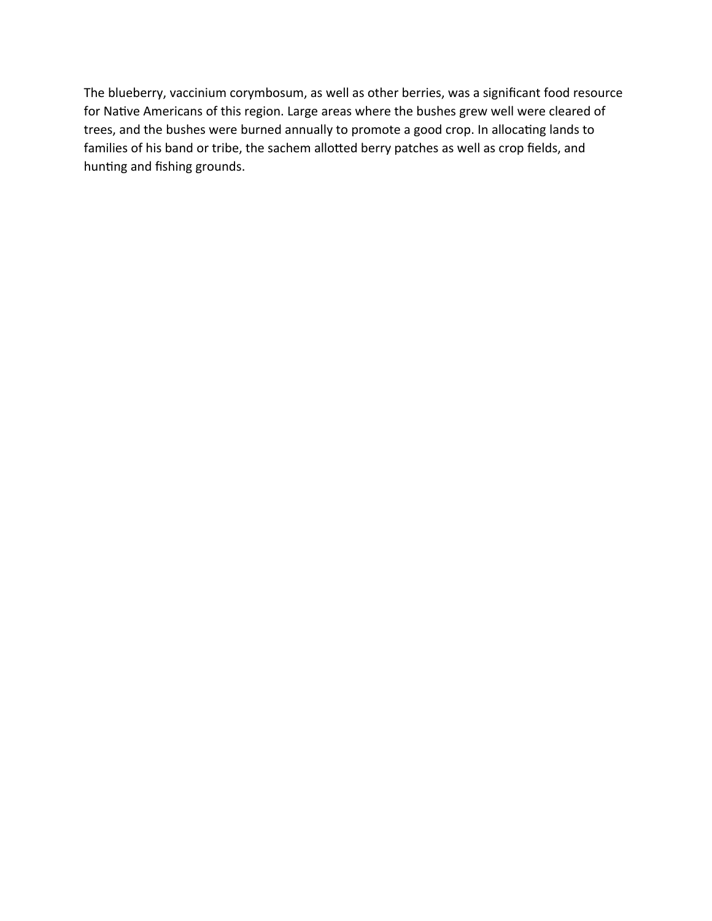The blueberry, vaccinium corymbosum, as well as other berries, was a significant food resource for Native Americans of this region. Large areas where the bushes grew well were cleared of trees, and the bushes were burned annually to promote a good crop. In allocating lands to families of his band or tribe, the sachem allotted berry patches as well as crop fields, and hunting and fishing grounds.